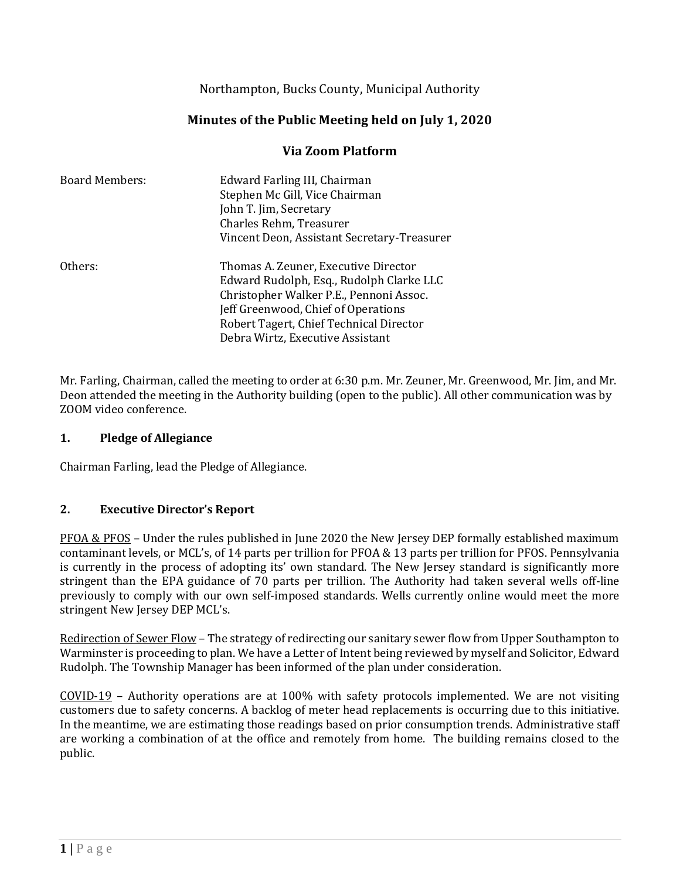Northampton, Bucks County, Municipal Authority

# Minutes of the Public Meeting held on July 1, 2020

## Via Zoom Platform

| | |
|---|---|
| Board Members: | Edward Farling III, Chairman<br>Stephen Mc Gill, Vice Chairman<br>John T. Jim, Secretary<br>Charles Rehm, Treasurer<br>Vincent Deon, Assistant Secretary-Treasurer |
| Others: | Thomas A. Zeuner, Executive Director<br>Edward Rudolph, Esq., Rudolph Clarke LLC<br>Christopher Walker P.E., Pennoni Assoc.<br>Jeff Greenwood, Chief of Operations<br>Robert Tagert, Chief Technical Director<br>Debra Wirtz, Executive Assistant |

Mr. Farling, Chairman, called the meeting to order at 6:30 p.m. Mr. Zeuner, Mr. Greenwood, Mr. Jim, and Mr. Deon attended the meeting in the Authority building (open to the public). All other communication was by ZOOM video conference.

### 1. Pledge of Allegiance

Chairman Farling, lead the Pledge of Allegiance.

### 2. Executive Director's Report

PFOA & PFOS – Under the rules published in June 2020 the New Jersey DEP formally established maximum contaminant levels, or MCL's, of 14 parts per trillion for PFOA & 13 parts per trillion for PFOS. Pennsylvania is currently in the process of adopting its' own standard. The New Jersey standard is significantly more stringent than the EPA guidance of 70 parts per trillion. The Authority had taken several wells off-line previously to comply with our own self-imposed standards. Wells currently online would meet the more stringent New Jersey DEP MCL's.

Redirection of Sewer Flow – The strategy of redirecting our sanitary sewer flow from Upper Southampton to Warminster is proceeding to plan. We have a Letter of Intent being reviewed by myself and Solicitor, Edward Rudolph. The Township Manager has been informed of the plan under consideration.

COVID-19 – Authority operations are at 100% with safety protocols implemented. We are not visiting customers due to safety concerns. A backlog of meter head replacements is occurring due to this initiative. In the meantime, we are estimating those readings based on prior consumption trends. Administrative staff are working a combination of at the office and remotely from home. The building remains closed to the public.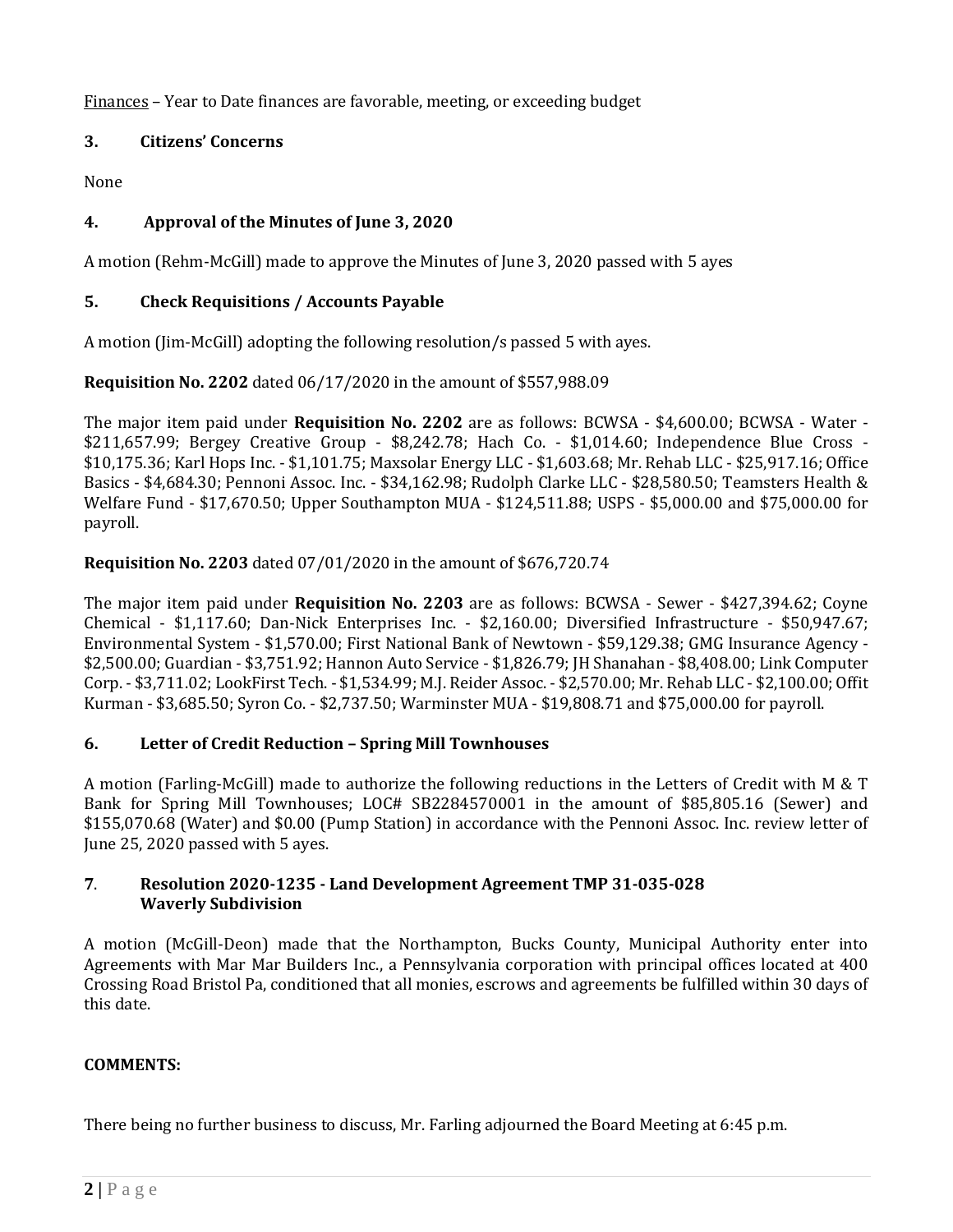<u>Finances</u> – Year to Date finances are favorable, meeting, or exceeding budget

### 3. Citizens' Concerns

None

### 4. Approval of the Minutes of June 3, 2020

A motion (Rehm-McGill) made to approve the Minutes of June 3, 2020 passed with 5 ayes

### 5. Check Requisitions / Accounts Payable

A motion (Jim-McGill) adopting the following resolution/s passed 5 with ayes.

**Requisition No. 2202** dated 06/17/2020 in the amount of $557,988.09

The major item paid under **Requisition No. 2202** are as follows: BCWSA - $4,600.00; BCWSA - Water - $211,657.99; Bergey Creative Group - $8,242.78; Hach Co. - $1,014.60; Independence Blue Cross - $10,175.36; Karl Hops Inc. - $1,101.75; Maxsolar Energy LLC - $1,603.68; Mr. Rehab LLC - $25,917.16; Office Basics - $4,684.30; Pennoni Assoc. Inc. - $34,162.98; Rudolph Clarke LLC - $28,580.50; Teamsters Health & Welfare Fund - $17,670.50; Upper Southampton MUA - $124,511.88; USPS - $5,000.00 and $75,000.00 for payroll.

**Requisition No. 2203** dated 07/01/2020 in the amount of $676,720.74

The major item paid under **Requisition No. 2203** are as follows: BCWSA - Sewer - $427,394.62; Coyne Chemical - $1,117.60; Dan-Nick Enterprises Inc. - $2,160.00; Diversified Infrastructure - $50,947.67; Environmental System - $1,570.00; First National Bank of Newtown - $59,129.38; GMG Insurance Agency - $2,500.00; Guardian - $3,751.92; Hannon Auto Service - $1,826.79; JH Shanahan - $8,408.00; Link Computer Corp. - $3,711.02; LookFirst Tech. - $1,534.99; M.J. Reider Assoc. - $2,570.00; Mr. Rehab LLC - $2,100.00; Offit Kurman - $3,685.50; Syron Co. - $2,737.50; Warminster MUA - $19,808.71 and $75,000.00 for payroll.

### 6. Letter of Credit Reduction – Spring Mill Townhouses

A motion (Farling-McGill) made to authorize the following reductions in the Letters of Credit with M & T Bank for Spring Mill Townhouses; LOC# SB2284570001 in the amount of $85,805.16 (Sewer) and $155,070.68 (Water) and $0.00 (Pump Station) in accordance with the Pennoni Assoc. Inc. review letter of June 25, 2020 passed with 5 ayes.

### 7. Resolution 2020-1235 - Land Development Agreement TMP 31-035-028 Waverly Subdivision

A motion (McGill-Deon) made that the Northampton, Bucks County, Municipal Authority enter into Agreements with Mar Mar Builders Inc., a Pennsylvania corporation with principal offices located at 400 Crossing Road Bristol Pa, conditioned that all monies, escrows and agreements be fulfilled within 30 days of this date.

**COMMENTS:**

There being no further business to discuss, Mr. Farling adjourned the Board Meeting at 6:45 p.m.